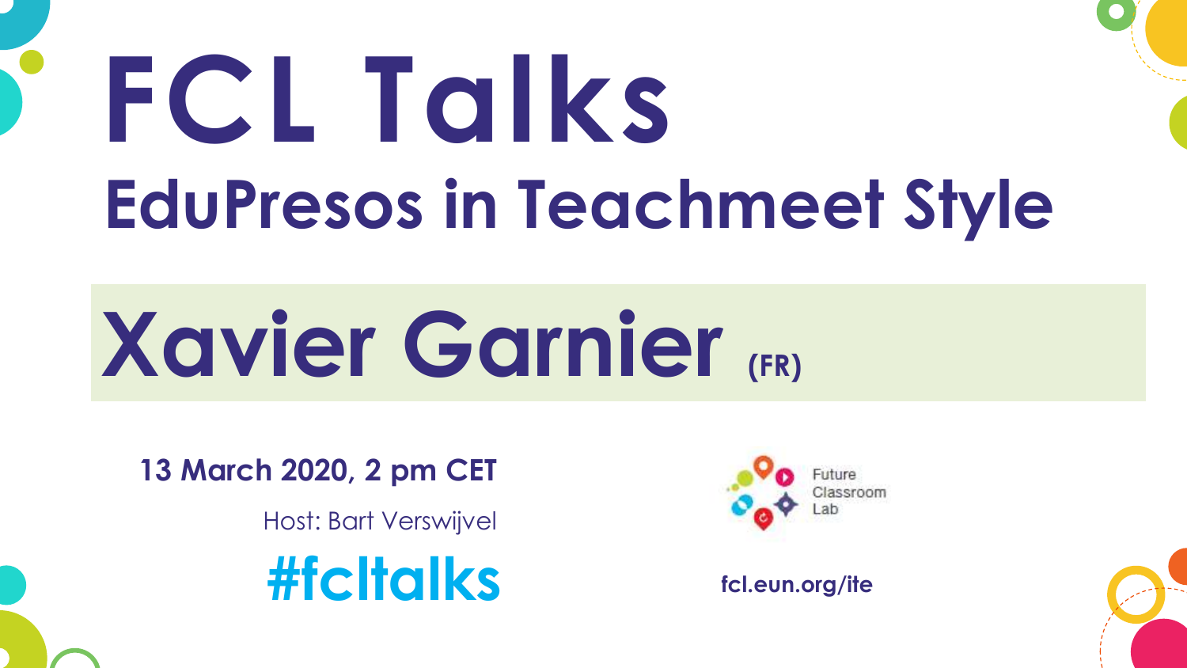# FCL Talks

## EduPresos in Teachmeet Style

# Xavier Garnier (FR)

**13 March 2020, 2 pm CET**

Host: Bart Verswijvel

**#fcltalks**

Future Classroom Lab

**fcl.eun.org/ite**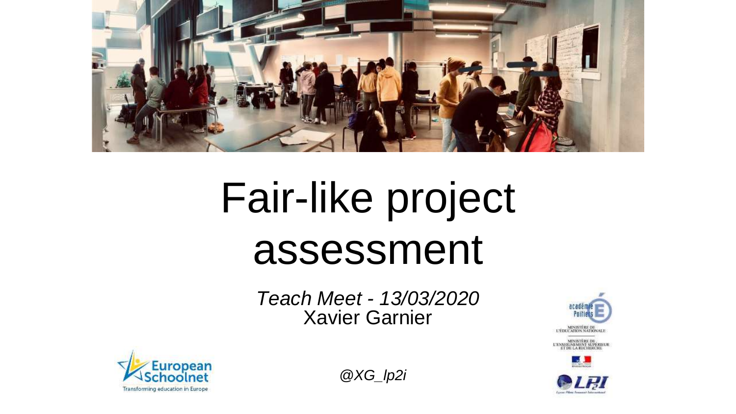# Fair-like project assessment

*Teach Meet - 13/03/2020*
Xavier Garnier

*@XG_lp2i*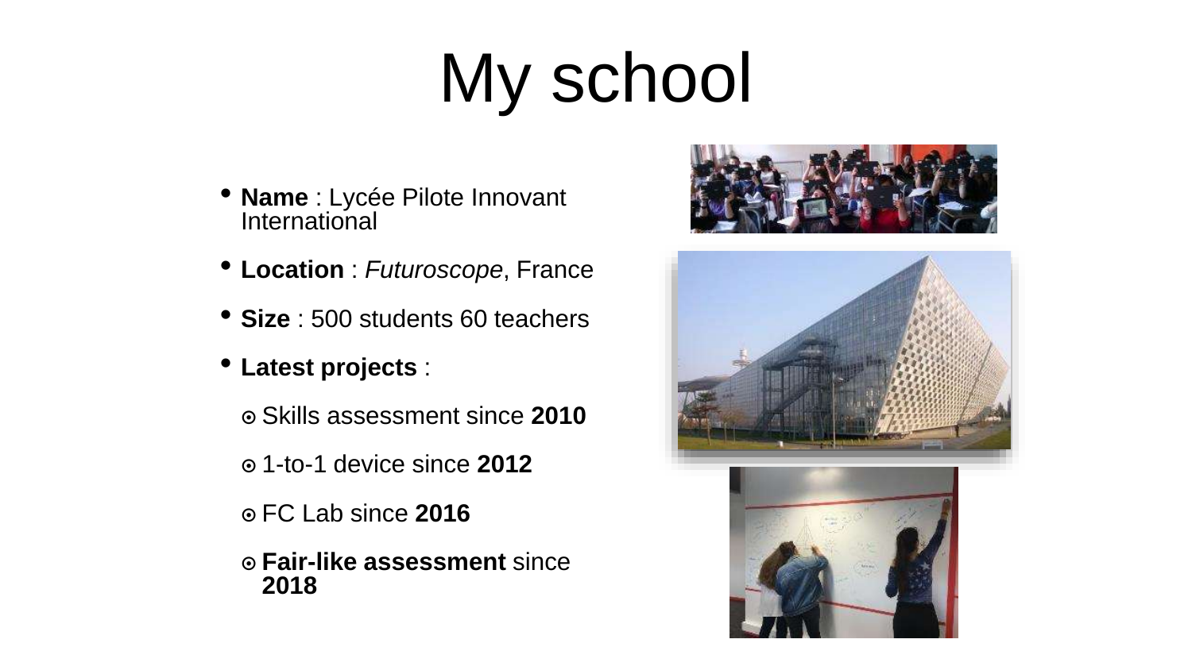# My school

- **Name** : Lycée Pilote Innovant International
- **Location** : *Futuroscope*, France
- **Size** : 500 students 60 teachers
- **Latest projects** :
  - Skills assessment since **2010**
  - 1-to-1 device since **2012**
  - FC Lab since **2016**
  - **Fair-like assessment** since **2018**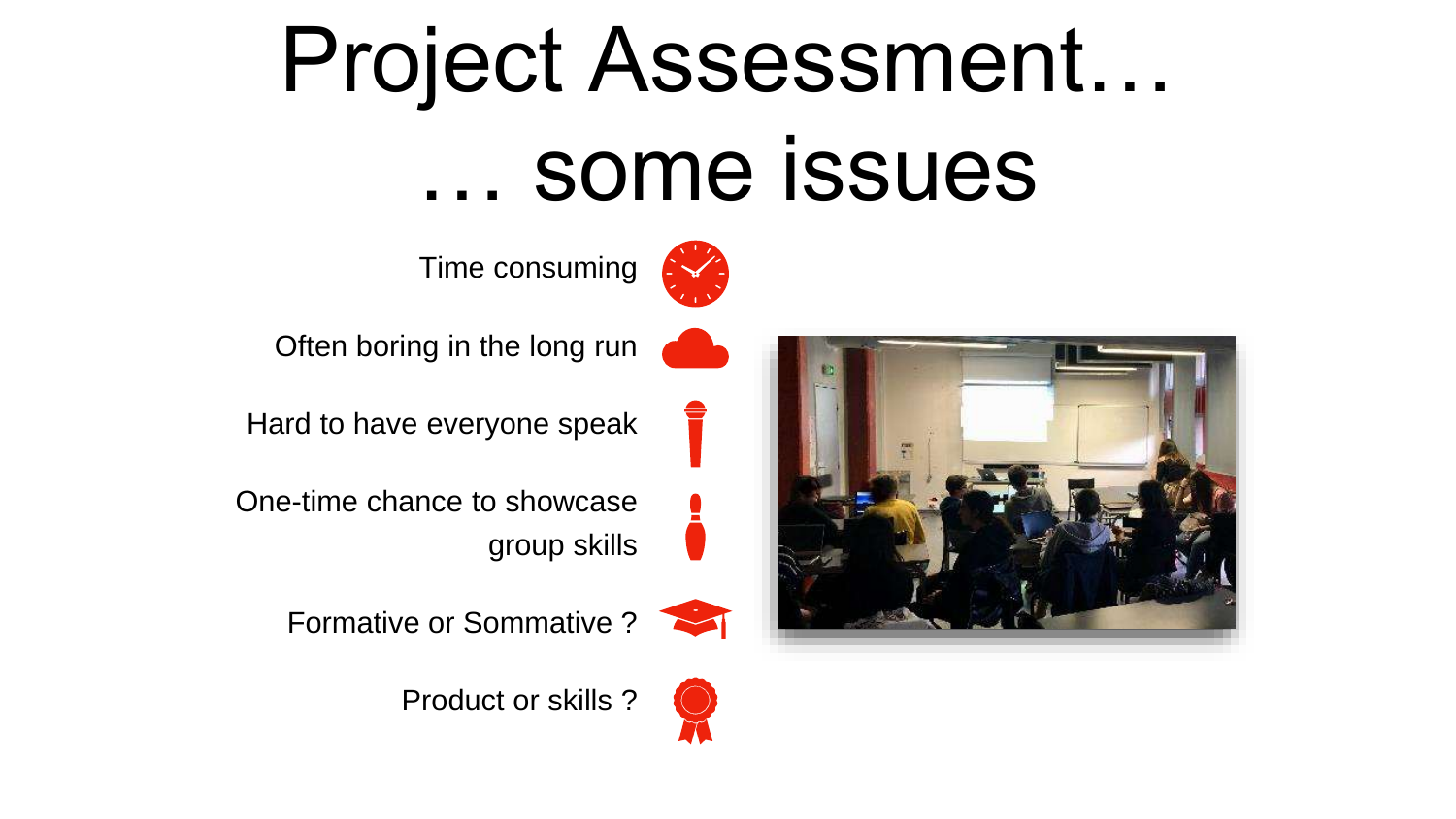# Project Assessment… … some issues

- Time consuming
- Often boring in the long run
- Hard to have everyone speak
- One-time chance to showcase group skills
- Formative or Sommative ?
- Product or skills ?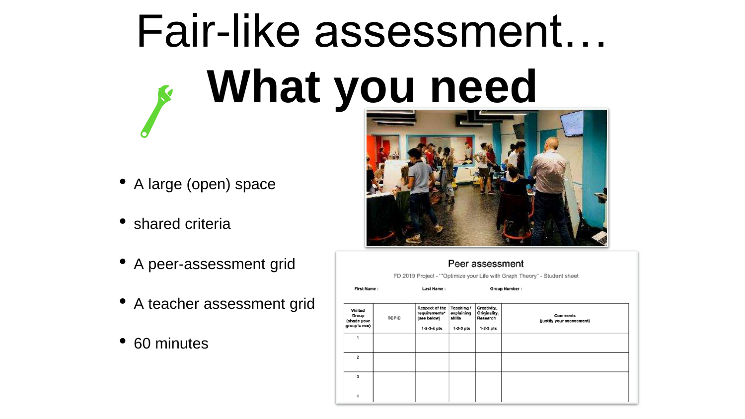# Fair-like assessment…

# What you need

- A large (open) space
- shared criteria
- A peer-assessment grid
- A teacher assessment grid
- 60 minutes

Peer assessment

FD 2019 Project - ""Optimize your Life with Graph Theory" - Student sheet

First Name : Last Name : Group Number :

| Visited Group (shade your group's row) | TOPIC | Respect of the requirements* (see below) 1-2-3-4 pts | Teaching / explaining skills 1-2-3 pts | Creativity, Originality, Research 1-2-3 pts | Comments (justify your assessment) |
|---|---|---|---|---|---|
| 1 | | | | | |
| 2 | | | | | |
| 3 | | | | | |
| 4 | | | | | |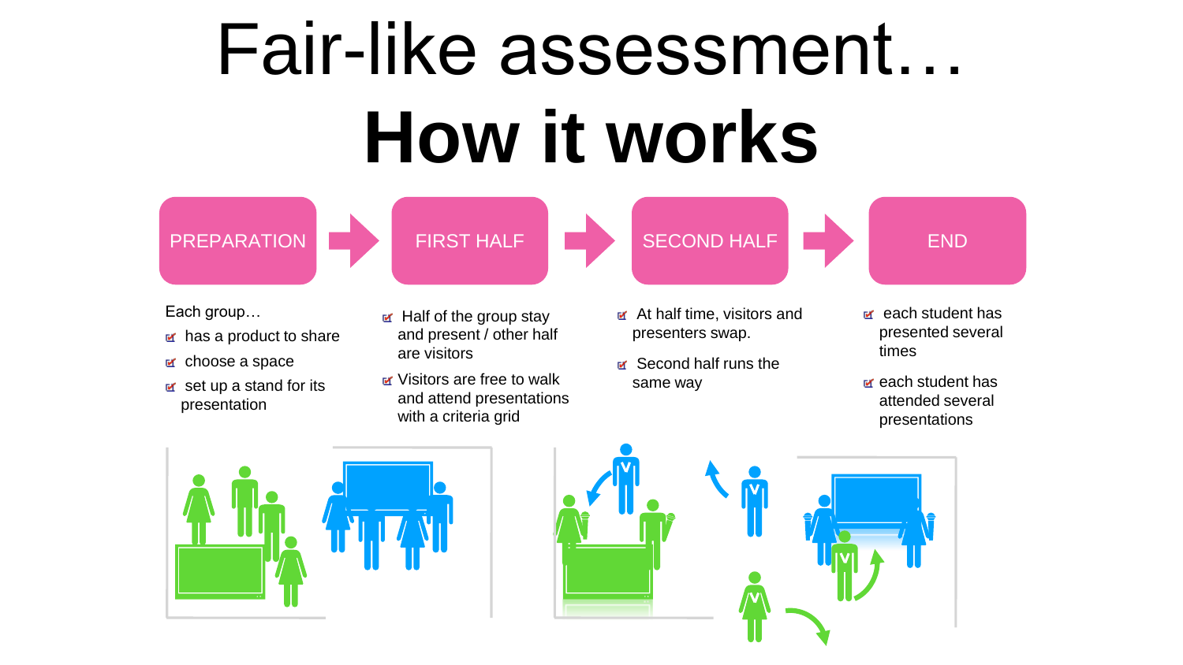# Fair-like assessment…

# **How it works**

PREPARATION → FIRST HALF → SECOND HALF → END

## PREPARATION

Each group…

- has a product to share
- choose a space
- set up a stand for its presentation

## FIRST HALF

- Half of the group stay and present / other half are visitors
- Visitors are free to walk and attend presentations with a criteria grid

## SECOND HALF

- At half time, visitors and presenters swap.
- Second half runs the same way

## END

- each student has presented several times
- each student has attended several presentations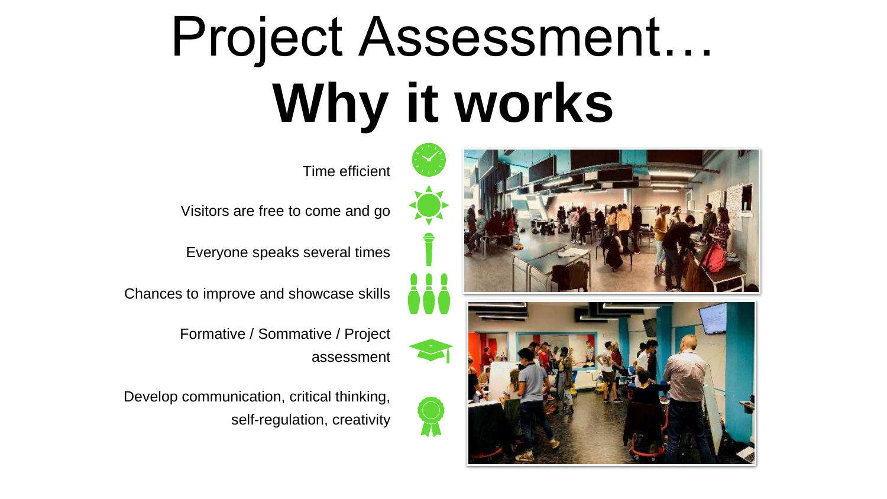# Project Assessment… **Why it works**

- Time efficient
- Visitors are free to come and go
- Everyone speaks several times
- Chances to improve and showcase skills
- Formative / Sommative / Project assessment
- Develop communication, critical thinking, self-regulation, creativity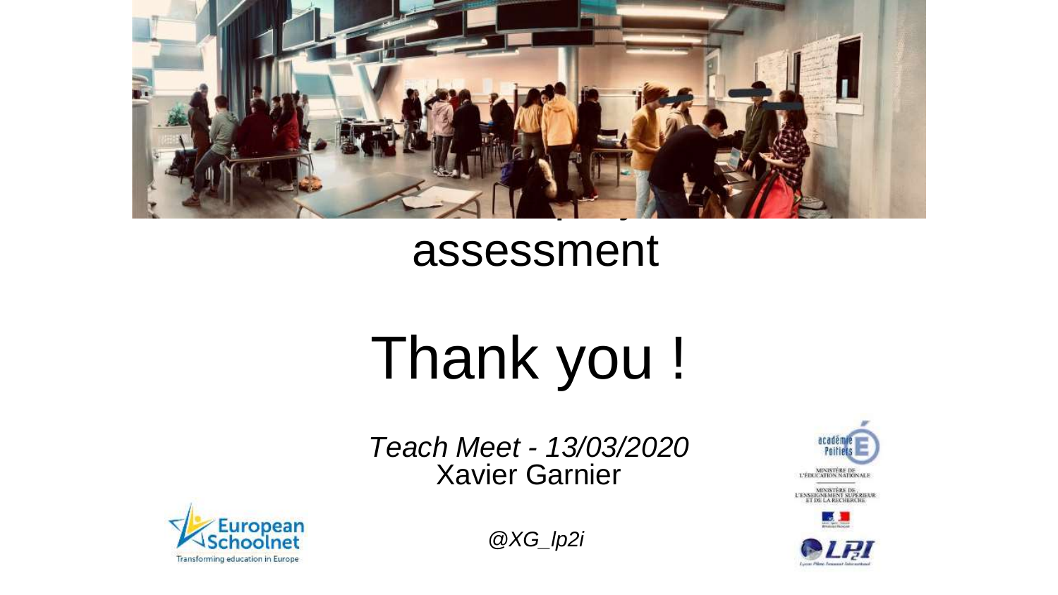assessment

# Thank you !

*Teach Meet - 13/03/2020*
Xavier Garnier

*@XG_lp2i*